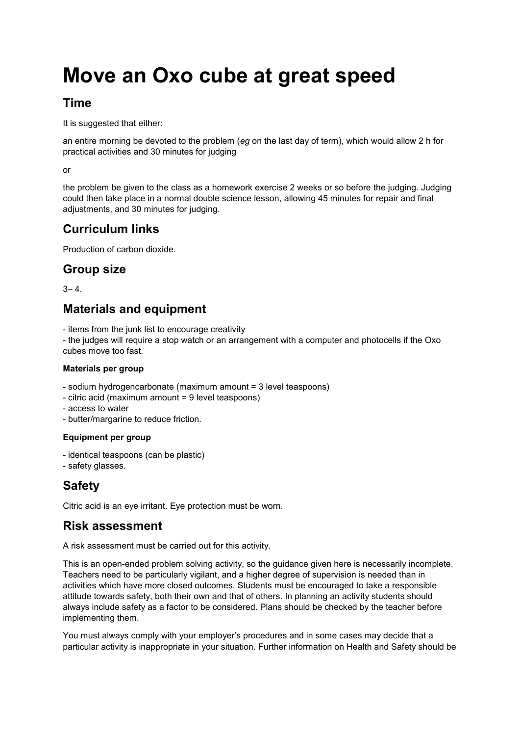# Move an Oxo cube at great speed

## Time

It is suggested that either:

an entire morning be devoted to the problem (*eg* on the last day of term), which would allow 2 h for practical activities and 30 minutes for judging

or

the problem be given to the class as a homework exercise 2 weeks or so before the judging. Judging could then take place in a normal double science lesson, allowing 45 minutes for repair and final adjustments, and 30 minutes for judging.

## Curriculum links

Production of carbon dioxide.

## Group size

3– 4.

## Materials and equipment

- items from the junk list to encourage creativity
- the judges will require a stop watch or an arrangement with a computer and photocells if the Oxo cubes move too fast.

#### Materials per group

- sodium hydrogencarbonate (maximum amount = 3 level teaspoons)
- citric acid (maximum amount = 9 level teaspoons)
- access to water
- butter/margarine to reduce friction.

#### Equipment per group

- identical teaspoons (can be plastic)
- safety glasses.

## Safety

Citric acid is an eye irritant. Eye protection must be worn.

## Risk assessment

A risk assessment must be carried out for this activity.

This is an open-ended problem solving activity, so the guidance given here is necessarily incomplete. Teachers need to be particularly vigilant, and a higher degree of supervision is needed than in activities which have more closed outcomes. Students must be encouraged to take a responsible attitude towards safety, both their own and that of others. In planning an activity students should always include safety as a factor to be considered. Plans should be checked by the teacher before implementing them.

You must always comply with your employer's procedures and in some cases may decide that a particular activity is inappropriate in your situation. Further information on Health and Safety should be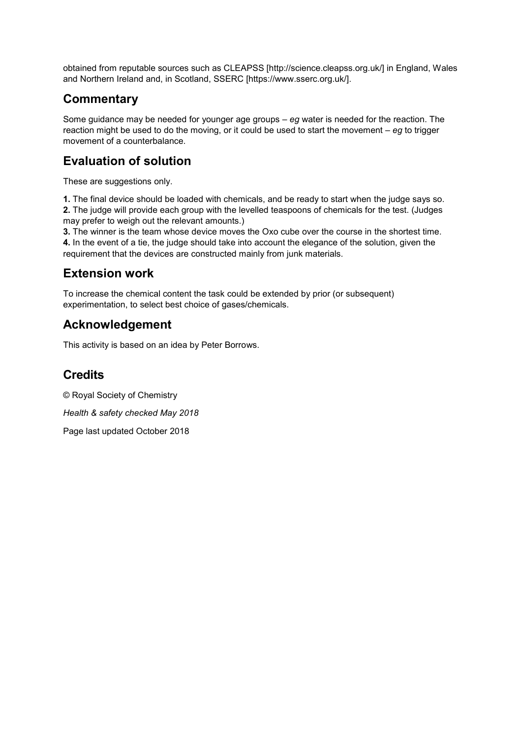obtained from reputable sources such as CLEAPSS [http://science.cleapss.org.uk/] in England, Wales and Northern Ireland and, in Scotland, SSERC [https://www.sserc.org.uk/].

## Commentary

Some guidance may be needed for younger age groups – *eg* water is needed for the reaction. The reaction might be used to do the moving, or it could be used to start the movement – *eg* to trigger movement of a counterbalance.

## Evaluation of solution

These are suggestions only.

**1.** The final device should be loaded with chemicals, and be ready to start when the judge says so.
**2.** The judge will provide each group with the levelled teaspoons of chemicals for the test. (Judges may prefer to weigh out the relevant amounts.)
**3.** The winner is the team whose device moves the Oxo cube over the course in the shortest time.
**4.** In the event of a tie, the judge should take into account the elegance of the solution, given the requirement that the devices are constructed mainly from junk materials.

## Extension work

To increase the chemical content the task could be extended by prior (or subsequent) experimentation, to select best choice of gases/chemicals.

## Acknowledgement

This activity is based on an idea by Peter Borrows.

## Credits

© Royal Society of Chemistry

*Health & safety checked May 2018*

Page last updated October 2018